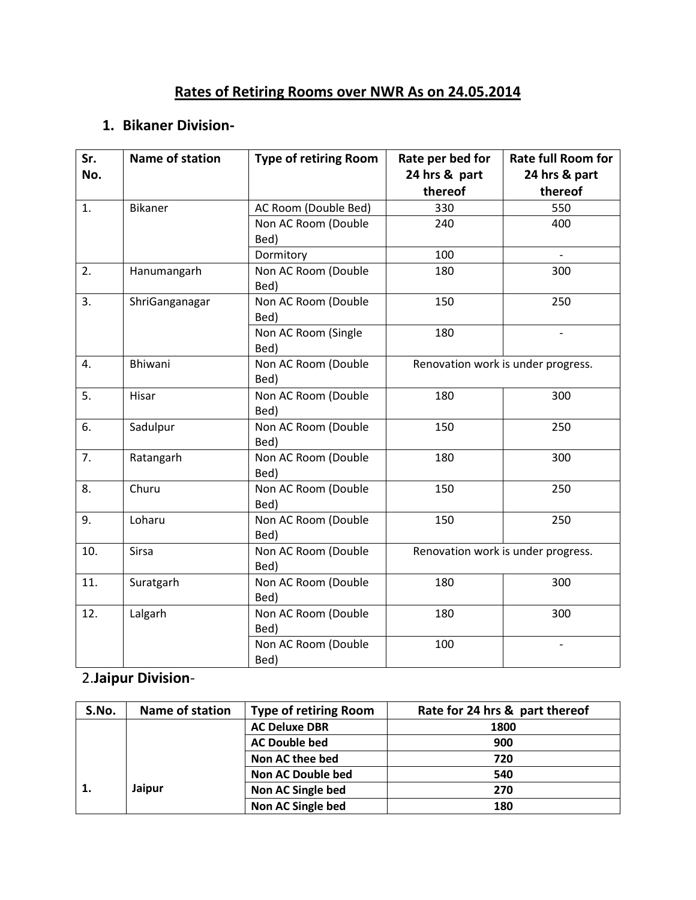# Rates of Retiring Rooms over NWR As on 24.05.2014

## 1. Bikaner Division-

| Sr. No. | Name of station | Type of retiring Room | Rate per bed for 24 hrs & part thereof | Rate full Room for 24 hrs & part thereof |
|---|---|---|---|---|
| 1. | Bikaner | AC Room (Double Bed) | 330 | 550 |
| | | Non AC Room (Double Bed) | 240 | 400 |
| | | Dormitory | 100 | - |
| 2. | Hanumangarh | Non AC Room (Double Bed) | 180 | 300 |
| 3. | ShriGanganagar | Non AC Room (Double Bed) | 150 | 250 |
| | | Non AC Room (Single Bed) | 180 | - |
| 4. | Bhiwani | Non AC Room (Double Bed) | Renovation work is under progress. | |
| 5. | Hisar | Non AC Room (Double Bed) | 180 | 300 |
| 6. | Sadulpur | Non AC Room (Double Bed) | 150 | 250 |
| 7. | Ratangarh | Non AC Room (Double Bed) | 180 | 300 |
| 8. | Churu | Non AC Room (Double Bed) | 150 | 250 |
| 9. | Loharu | Non AC Room (Double Bed) | 150 | 250 |
| 10. | Sirsa | Non AC Room (Double Bed) | Renovation work is under progress. | |
| 11. | Suratgarh | Non AC Room (Double Bed) | 180 | 300 |
| 12. | Lalgarh | Non AC Room (Double Bed) | 180 | 300 |
| | | Non AC Room (Double Bed) | 100 | - |

## 2.**Jaipur Division**-

| S.No. | Name of station | Type of retiring Room | Rate for 24 hrs & part thereof |
|---|---|---|---|
| 1. | Jaipur | **AC Deluxe DBR** | **1800** |
| | | **AC Double bed** | **900** |
| | | **Non AC thee bed** | **720** |
| | | **Non AC Double bed** | **540** |
| | | **Non AC Single bed** | **270** |
| | | **Non AC Single bed** | **180** |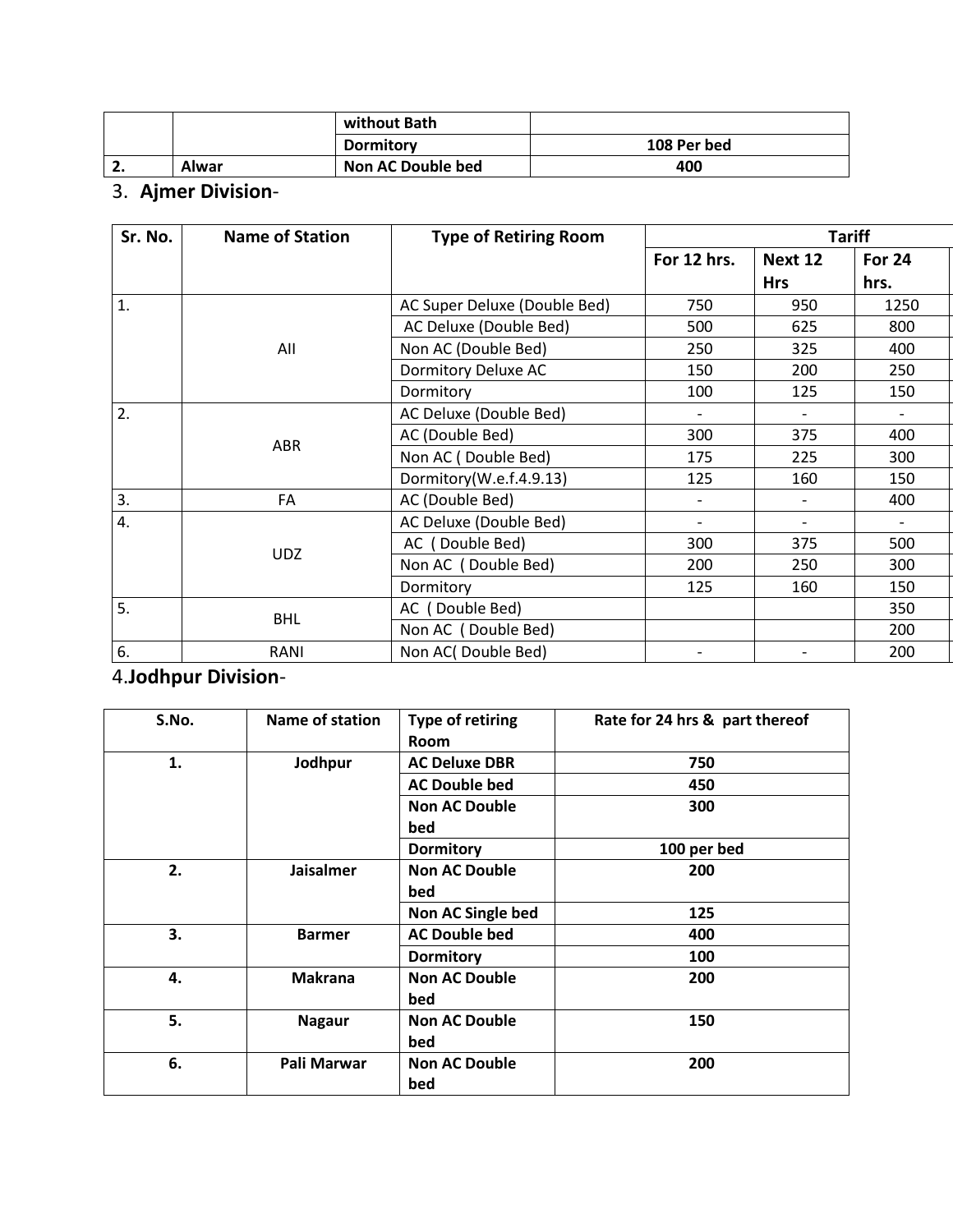| | | | |
|---|---|---|---|
| | | **without Bath** | |
| | | **Dormitory** | **108 Per bed** |
| **2.** | **Alwar** | **Non AC Double bed** | **400** |

## 3. **Ajmer Division**-

| Sr. No. | Name of Station | Type of Retiring Room | Tariff | | |
|---|---|---|---|---|---|
| | | | For 12 hrs. | Next 12 Hrs | For 24 hrs. |
| 1. | AII | AC Super Deluxe (Double Bed) | 750 | 950 | 1250 |
| | | AC Deluxe (Double Bed) | 500 | 625 | 800 |
| | | Non AC (Double Bed) | 250 | 325 | 400 |
| | | Dormitory Deluxe AC | 150 | 200 | 250 |
| | | Dormitory | 100 | 125 | 150 |
| 2. | ABR | AC Deluxe (Double Bed) | - | - | - |
| | | AC (Double Bed) | 300 | 375 | 400 |
| | | Non AC ( Double Bed) | 175 | 225 | 300 |
| | | Dormitory(W.e.f.4.9.13) | 125 | 160 | 150 |
| 3. | FA | AC (Double Bed) | - | - | 400 |
| 4. | UDZ | AC Deluxe (Double Bed) | - | - | - |
| | | AC ( Double Bed) | 300 | 375 | 500 |
| | | Non AC ( Double Bed) | 200 | 250 | 300 |
| | | Dormitory | 125 | 160 | 150 |
| 5. | BHL | AC ( Double Bed) | | | 350 |
| | | Non AC ( Double Bed) | | | 200 |
| 6. | RANI | Non AC( Double Bed) | - | - | 200 |

## 4.**Jodhpur Division**-

| S.No. | Name of station | Type of retiring Room | Rate for 24 hrs & part thereof |
|---|---|---|---|
| **1.** | **Jodhpur** | **AC Deluxe DBR** | **750** |
| | | **AC Double bed** | **450** |
| | | **Non AC Double bed** | **300** |
| | | **Dormitory** | **100 per bed** |
| **2.** | **Jaisalmer** | **Non AC Double bed** | **200** |
| | | **Non AC Single bed** | **125** |
| **3.** | **Barmer** | **AC Double bed** | **400** |
| | | **Dormitory** | **100** |
| **4.** | **Makrana** | **Non AC Double bed** | **200** |
| **5.** | **Nagaur** | **Non AC Double bed** | **150** |
| **6.** | **Pali Marwar** | **Non AC Double bed** | **200** |